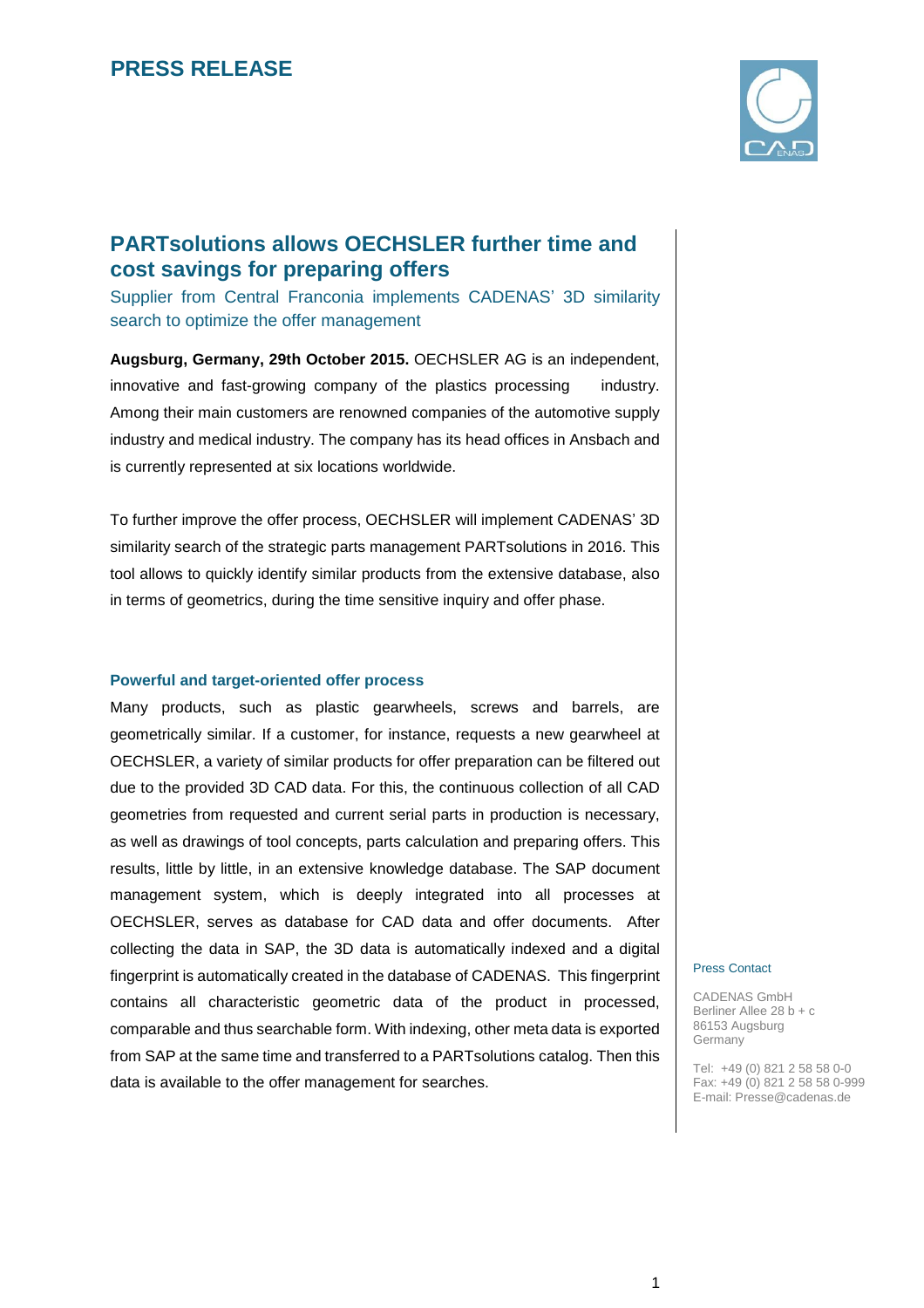# PRESS RELEASE

## PARTsolutions allows OECHSLER further time and cost savings for preparing offers

Supplier from Central Franconia implements CADENAS' 3D similarity search to optimize the offer management

**Augsburg, Germany, 29th October 2015.** OECHSLER AG is an independent, innovative and fast-growing company of the plastics processing industry. Among their main customers are renowned companies of the automotive supply industry and medical industry. The company has its head offices in Ansbach and is currently represented at six locations worldwide.

To further improve the offer process, OECHSLER will implement CADENAS' 3D similarity search of the strategic parts management PARTsolutions in 2016. This tool allows to quickly identify similar products from the extensive database, also in terms of geometrics, during the time sensitive inquiry and offer phase.

### Powerful and target-oriented offer process

Many products, such as plastic gearwheels, screws and barrels, are geometrically similar. If a customer, for instance, requests a new gearwheel at OECHSLER, a variety of similar products for offer preparation can be filtered out due to the provided 3D CAD data. For this, the continuous collection of all CAD geometries from requested and current serial parts in production is necessary, as well as drawings of tool concepts, parts calculation and preparing offers. This results, little by little, in an extensive knowledge database. The SAP document management system, which is deeply integrated into all processes at OECHSLER, serves as database for CAD data and offer documents. After collecting the data in SAP, the 3D data is automatically indexed and a digital fingerprint is automatically created in the database of CADENAS. This fingerprint contains all characteristic geometric data of the product in processed, comparable and thus searchable form. With indexing, other meta data is exported from SAP at the same time and transferred to a PARTsolutions catalog. Then this data is available to the offer management for searches.

Press Contact

CADENAS GmbH
Berliner Allee 28 b + c
86153 Augsburg
Germany

Tel: +49 (0) 821 2 58 58 0-0
Fax: +49 (0) 821 2 58 58 0-999
E-mail: Presse@cadenas.de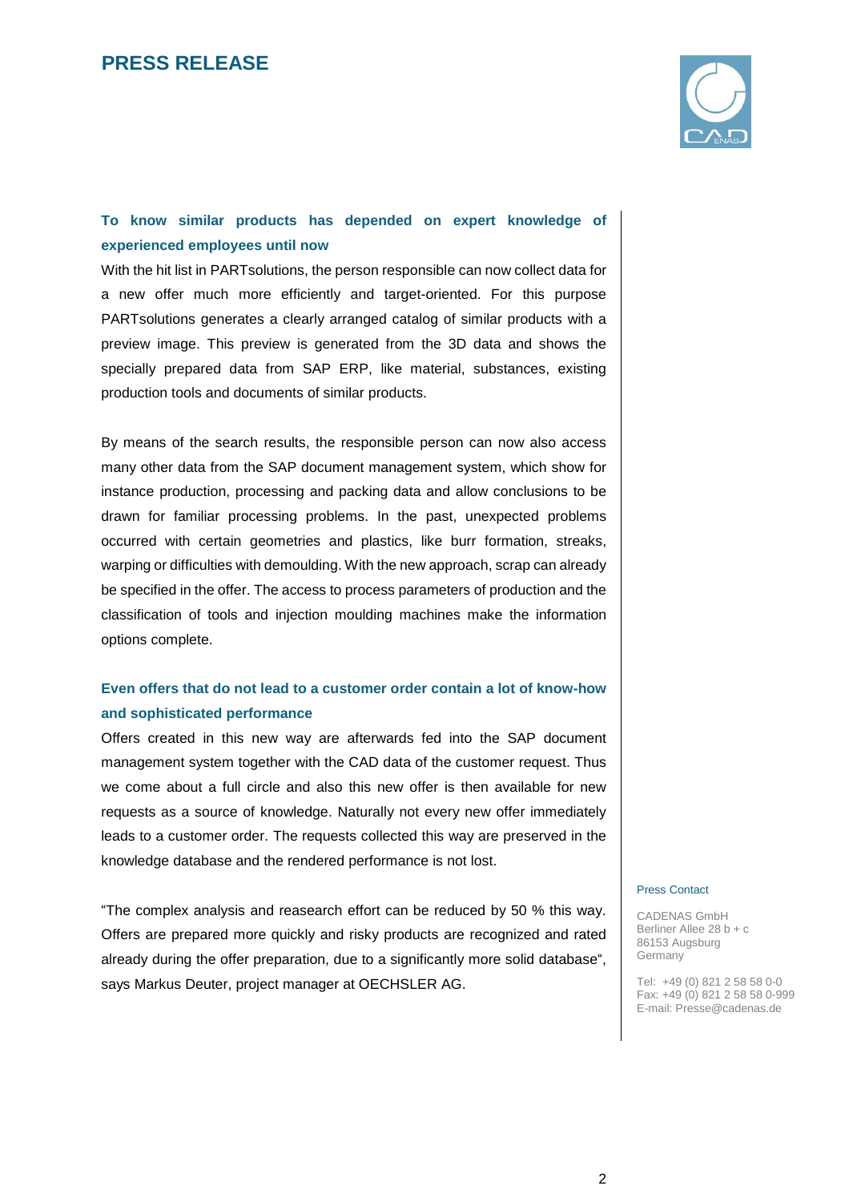## To know similar products has depended on expert knowledge of experienced employees until now

With the hit list in PARTsolutions, the person responsible can now collect data for a new offer much more efficiently and target-oriented. For this purpose PARTsolutions generates a clearly arranged catalog of similar products with a preview image. This preview is generated from the 3D data and shows the specially prepared data from SAP ERP, like material, substances, existing production tools and documents of similar products.

By means of the search results, the responsible person can now also access many other data from the SAP document management system, which show for instance production, processing and packing data and allow conclusions to be drawn for familiar processing problems. In the past, unexpected problems occurred with certain geometries and plastics, like burr formation, streaks, warping or difficulties with demoulding. With the new approach, scrap can already be specified in the offer. The access to process parameters of production and the classification of tools and injection moulding machines make the information options complete.

## Even offers that do not lead to a customer order contain a lot of know-how and sophisticated performance

Offers created in this new way are afterwards fed into the SAP document management system together with the CAD data of the customer request. Thus we come about a full circle and also this new offer is then available for new requests as a source of knowledge. Naturally not every new offer immediately leads to a customer order. The requests collected this way are preserved in the knowledge database and the rendered performance is not lost.

“The complex analysis and reasearch effort can be reduced by 50 % this way. Offers are prepared more quickly and risky products are recognized and rated already during the offer preparation, due to a significantly more solid database“, says Markus Deuter, project manager at OECHSLER AG.

Press Contact

CADENAS GmbH
Berliner Allee 28 b + c
86153 Augsburg
Germany

Tel: +49 (0) 821 2 58 58 0-0
Fax: +49 (0) 821 2 58 58 0-999
E-mail: Presse@cadenas.de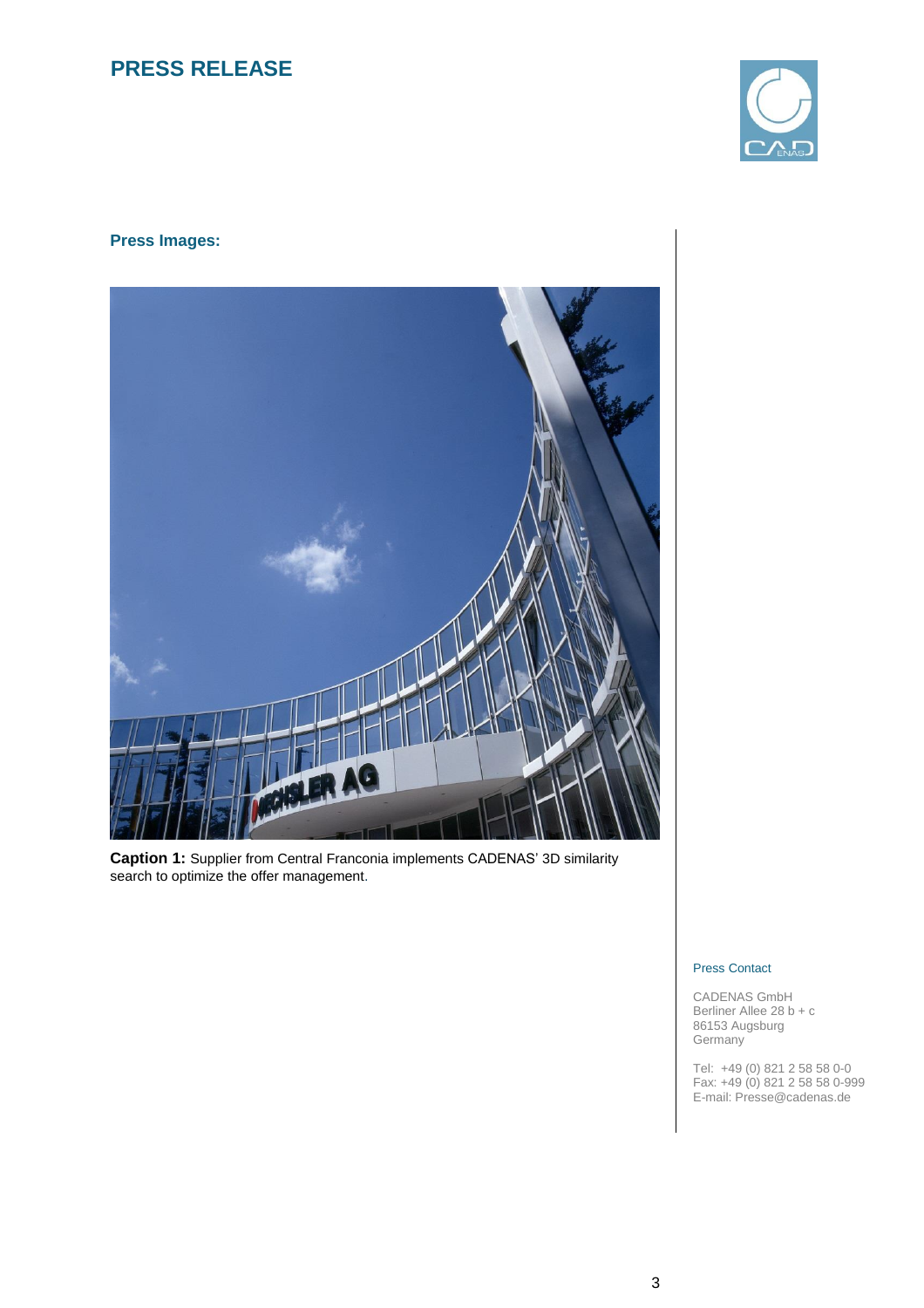# PRESS RELEASE

**Press Images:**

**Caption 1:** Supplier from Central Franconia implements CADENAS' 3D similarity search to optimize the offer management.

Press Contact

CADENAS GmbH
Berliner Allee 28 b + c
86153 Augsburg
Germany

Tel: +49 (0) 821 2 58 58 0-0
Fax: +49 (0) 821 2 58 58 0-999
E-mail: Presse@cadenas.de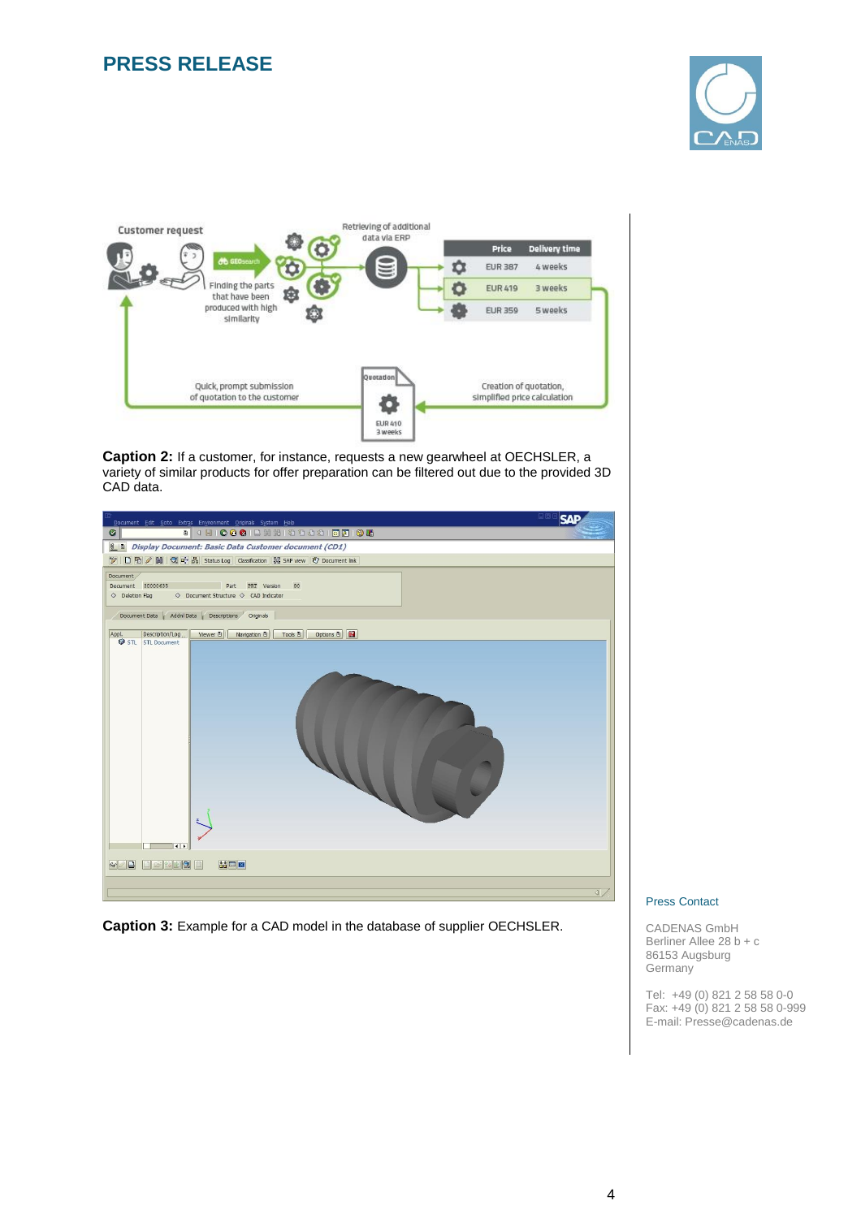# PRESS RELEASE

**Caption 2:** If a customer, for instance, requests a new gearwheel at OECHSLER, a variety of similar products for offer preparation can be filtered out due to the provided 3D CAD data.

**Caption 3:** Example for a CAD model in the database of supplier OECHSLER.

Press Contact

CADENAS GmbH
Berliner Allee 28 b + c
86153 Augsburg
Germany

Tel: +49 (0) 821 2 58 58 0-0
Fax: +49 (0) 821 2 58 58 0-999
E-mail: Presse@cadenas.de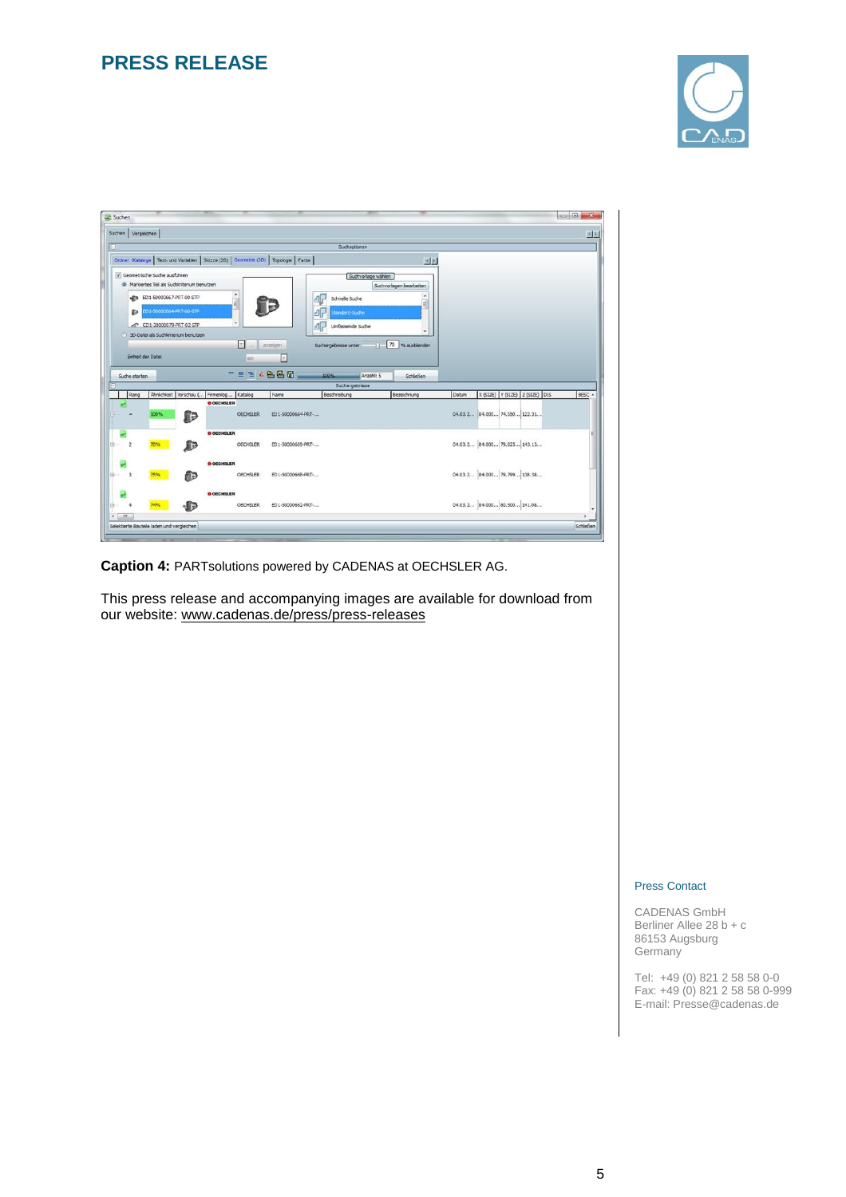# PRESS RELEASE

**Caption 4:** PARTsolutions powered by CADENAS at OECHSLER AG.

This press release and accompanying images are available for download from our website: www.cadenas.de/press/press-releases

Press Contact

CADENAS GmbH
Berliner Allee 28 b + c
86153 Augsburg
Germany

Tel: +49 (0) 821 2 58 58 0-0
Fax: +49 (0) 821 2 58 58 0-999
E-mail: Presse@cadenas.de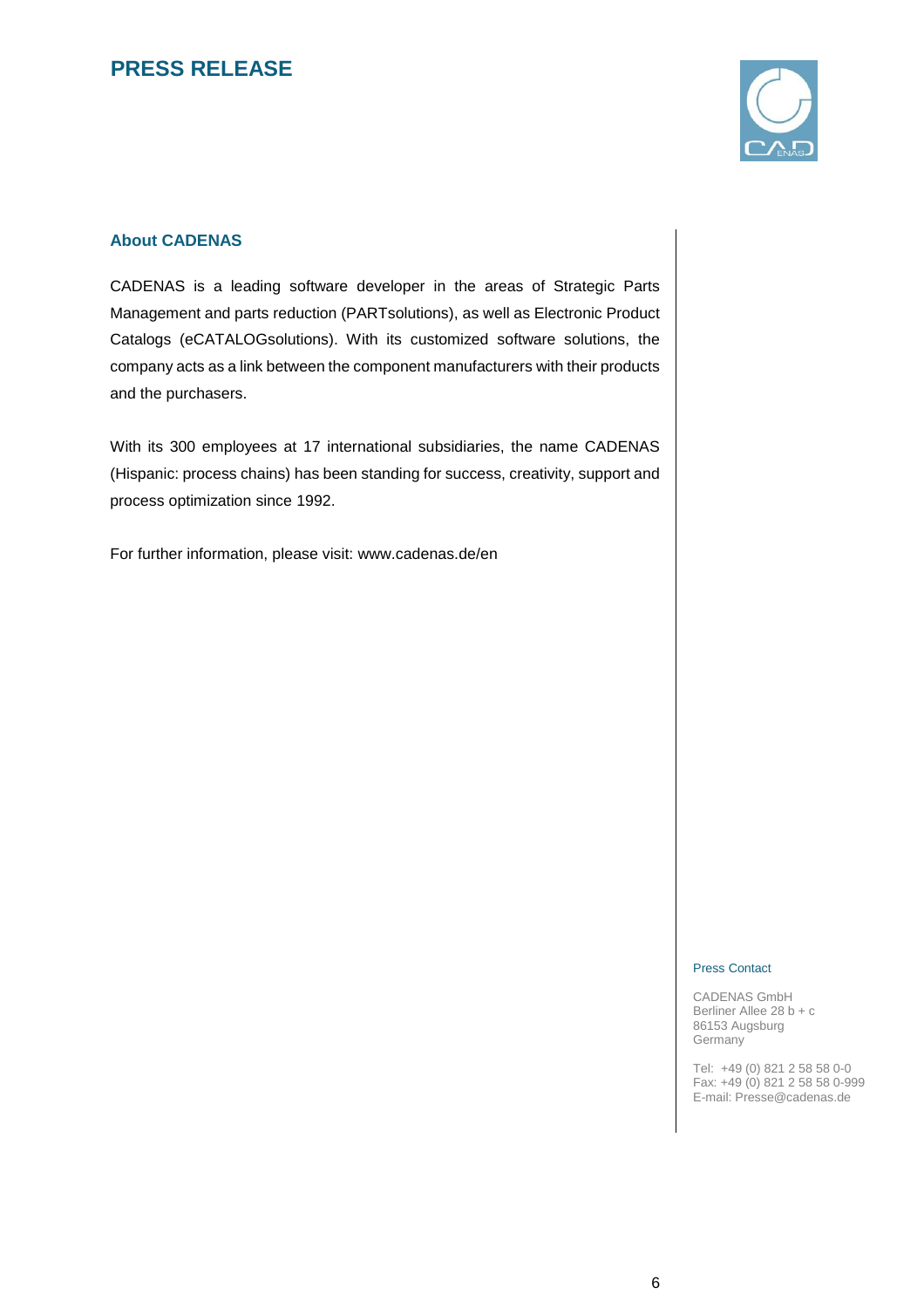# PRESS RELEASE

## About CADENAS

CADENAS is a leading software developer in the areas of Strategic Parts Management and parts reduction (PARTsolutions), as well as Electronic Product Catalogs (eCATALOGsolutions). With its customized software solutions, the company acts as a link between the component manufacturers with their products and the purchasers.

With its 300 employees at 17 international subsidiaries, the name CADENAS (Hispanic: process chains) has been standing for success, creativity, support and process optimization since 1992.

For further information, please visit: www.cadenas.de/en

Press Contact

CADENAS GmbH
Berliner Allee 28 b + c
86153 Augsburg
Germany

Tel: +49 (0) 821 2 58 58 0-0
Fax: +49 (0) 821 2 58 58 0-999
E-mail: Presse@cadenas.de